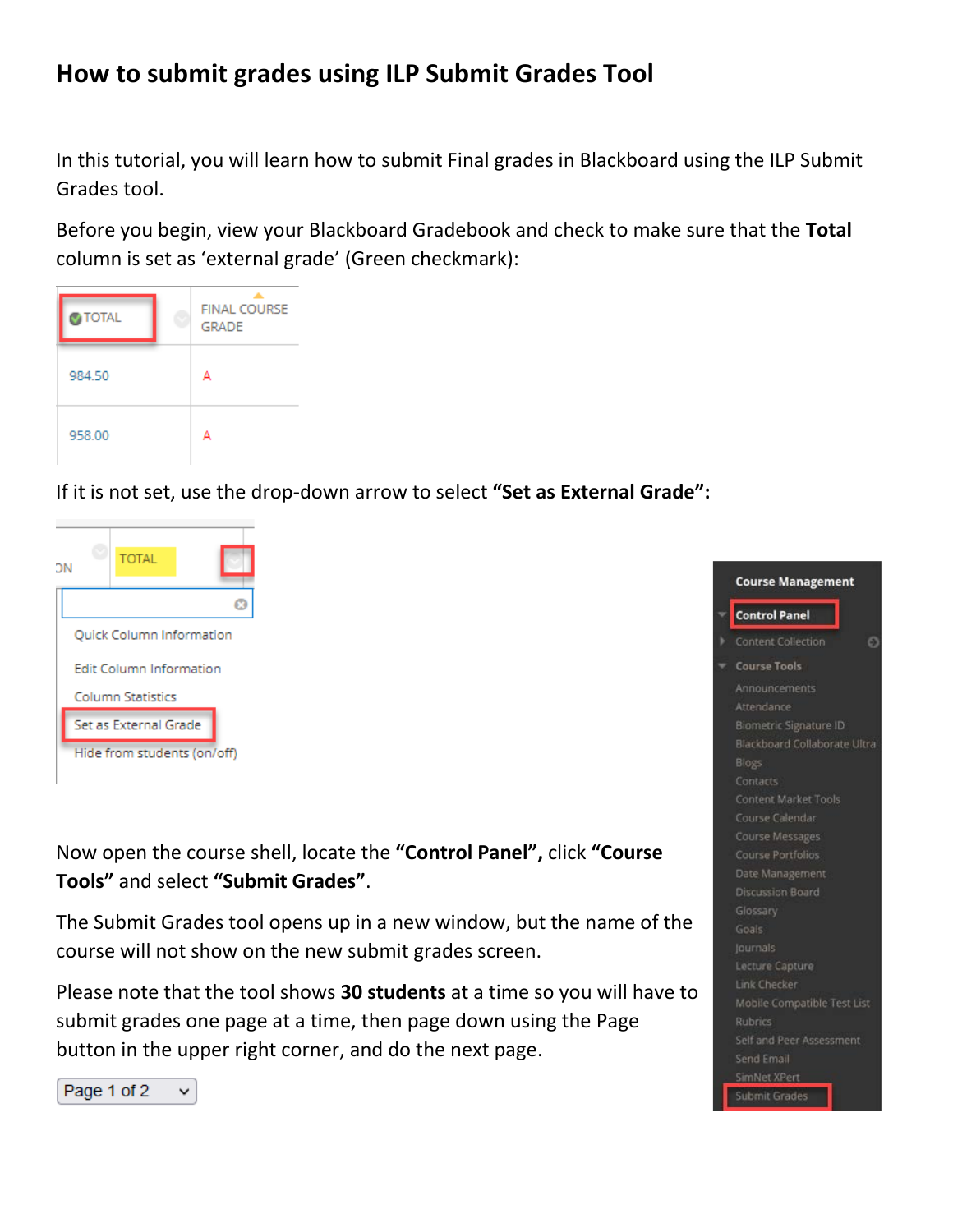# How to submit grades using ILP Submit Grades Tool

In this tutorial, you will learn how to submit Final grades in Blackboard using the ILP Submit Grades tool.

Before you begin, view your Blackboard Gradebook and check to make sure that the **Total** column is set as 'external grade' (Green checkmark):

If it is not set, use the drop-down arrow to select **"Set as External Grade":**

Now open the course shell, locate the **"Control Panel",** click **"Course Tools"** and select **"Submit Grades"**.

The Submit Grades tool opens up in a new window, but the name of the course will not show on the new submit grades screen.

Please note that the tool shows **30 students** at a time so you will have to submit grades one page at a time, then page down using the Page button in the upper right corner, and do the next page.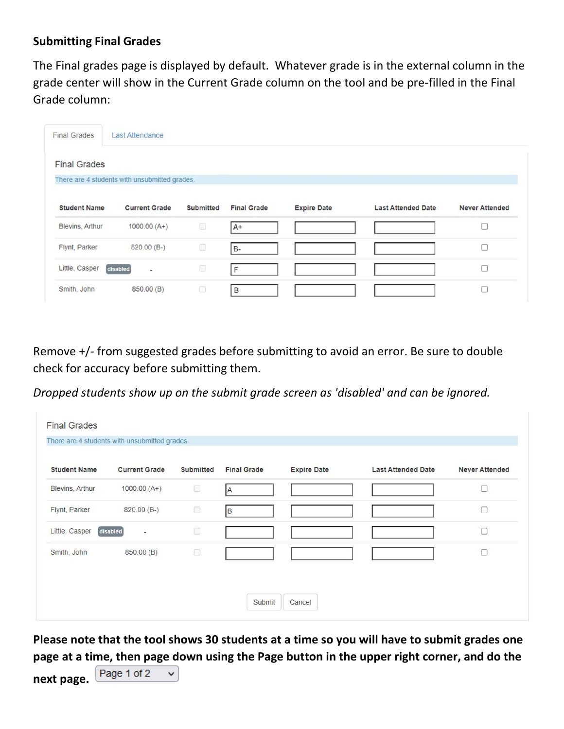**Submitting Final Grades**

The Final grades page is displayed by default. Whatever grade is in the external column in the grade center will show in the Current Grade column on the tool and be pre-filled in the Final Grade column:

Final Grades | Last Attendance

Final Grades

There are 4 students with unsubmitted grades.

| Student Name | Current Grade | Submitted | Final Grade | Expire Date | Last Attended Date | Never Attended |
|---|---|---|---|---|---|---|
| Blevins, Arthur | 1000.00 (A+) | ☐ | A+ | | | ☐ |
| Flynt, Parker | 820.00 (B-) | ☐ | B- | | | ☐ |
| Little, Casper disabled | - | ☐ | F | | | ☐ |
| Smith, John | 850.00 (B) | ☐ | B | | | ☐ |

Remove +/- from suggested grades before submitting to avoid an error. Be sure to double check for accuracy before submitting them.

*Dropped students show up on the submit grade screen as 'disabled' and can be ignored.*

Final Grades

There are 4 students with unsubmitted grades.

| Student Name | Current Grade | Submitted | Final Grade | Expire Date | Last Attended Date | Never Attended |
|---|---|---|---|---|---|---|
| Blevins, Arthur | 1000.00 (A+) | ☐ | A | | | ☐ |
| Flynt, Parker | 820.00 (B-) | ☐ | B | | | ☐ |
| Little, Casper disabled | - | ☐ | | | | ☐ |
| Smith, John | 850.00 (B) | ☐ | | | | ☐ |

Submit | Cancel

**Please note that the tool shows 30 students at a time so you will have to submit grades one page at a time, then page down using the Page button in the upper right corner, and do the next page.** Page 1 of 2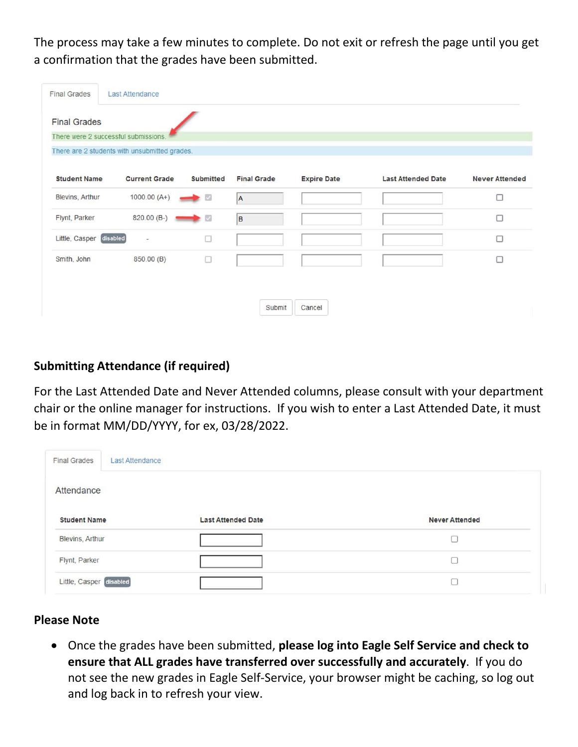The process may take a few minutes to complete. Do not exit or refresh the page until you get a confirmation that the grades have been submitted.

Final Grades | Last Attendance

Final Grades

There were 2 successful submissions.

There are 2 students with unsubmitted grades.

| Student Name | Current Grade | Submitted | Final Grade | Expire Date | Last Attended Date | Never Attended |
|---|---|---|---|---|---|---|
| Blevins, Arthur | 1000.00 (A+) | ☑ | A | | | ☐ |
| Flynt, Parker | 820.00 (B-) | ☑ | B | | | ☐ |
| Little, Casper disabled | - | ☐ | | | | ☐ |
| Smith, John | 850.00 (B) | ☐ | | | | ☐ |

Submit | Cancel

## Submitting Attendance (if required)

For the Last Attended Date and Never Attended columns, please consult with your department chair or the online manager for instructions. If you wish to enter a Last Attended Date, it must be in format MM/DD/YYYY, for ex, 03/28/2022.

Final Grades | Last Attendance

Attendance

| Student Name | Last Attended Date | Never Attended |
|---|---|---|
| Blevins, Arthur | | ☐ |
| Flynt, Parker | | ☐ |
| Little, Casper disabled | | ☐ |

## Please Note

- Once the grades have been submitted, **please log into Eagle Self Service and check to ensure that ALL grades have transferred over successfully and accurately**. If you do not see the new grades in Eagle Self-Service, your browser might be caching, so log out and log back in to refresh your view.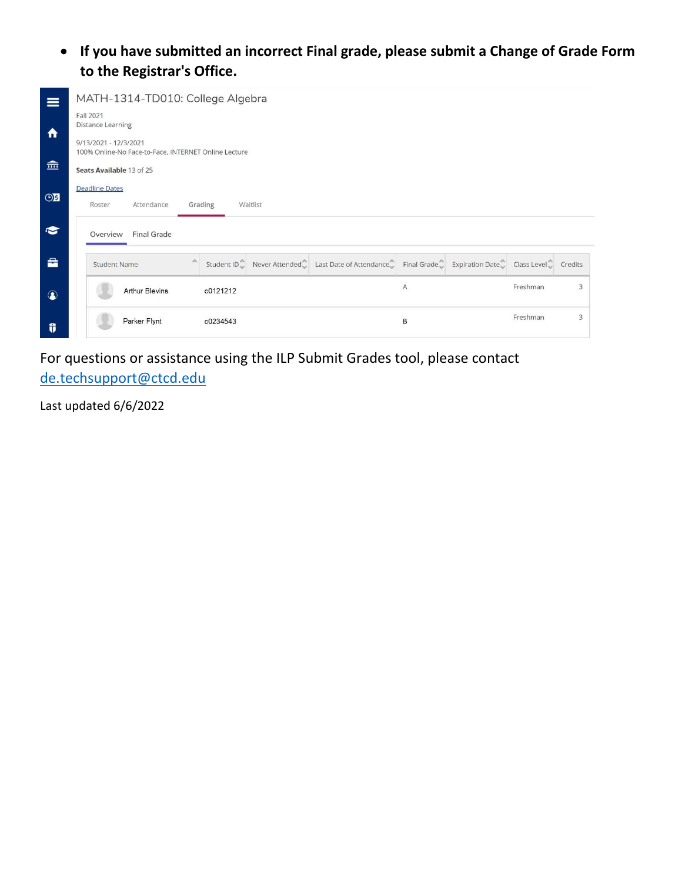- **If you have submitted an incorrect Final grade, please submit a Change of Grade Form to the Registrar's Office.**

MATH-1314-TD010: College Algebra

Fall 2021
Distance Learning

9/13/2021 - 12/3/2021
100% Online-No Face-to-Face, INTERNET Online Lecture

**Seats Available** 13 of 25

Deadline Dates

Roster | Attendance | Grading | Waitlist

Overview | Final Grade

| Student Name | Student ID | Never Attended | Last Date of Attendance | Final Grade | Expiration Date | Class Level | Credits |
|---|---|---|---|---|---|---|---|
| Arthur Blevins | c0121212 | | | A | | Freshman | 3 |
| Parker Flynt | c0234543 | | | B | | Freshman | 3 |

For questions or assistance using the ILP Submit Grades tool, please contact de.techsupport@ctcd.edu

Last updated 6/6/2022